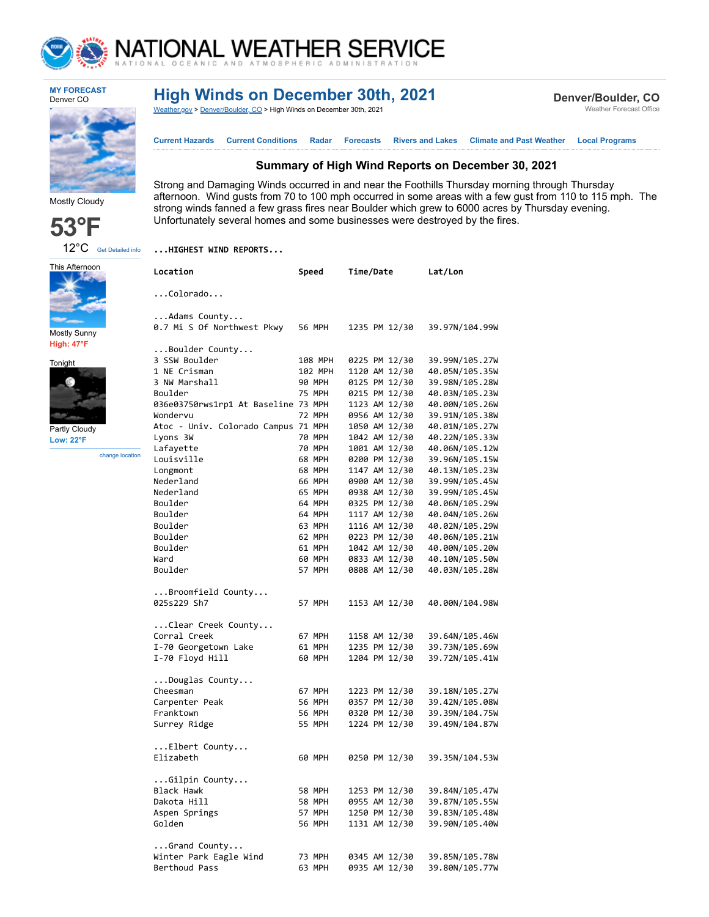# High Winds on December 30th, 2021

Weather.gov > Denver/Boulder, CO > High Winds on December 30th, 2021

**Denver/Boulder, CO**
Weather Forecast Office

Current Hazards | Current Conditions | Radar | Forecasts | Rivers and Lakes | Climate and Past Weather | Local Programs

**MY FORECAST**
Denver CO

Mostly Cloudy

**53°F**
12°C Get Detailed info

This Afternoon
Mostly Sunny
High: 47°F

Tonight
Partly Cloudy
Low: 22°F

change location

## Summary of High Wind Reports on December 30, 2021

Strong and Damaging Winds occurred in and near the Foothills Thursday morning through Thursday afternoon. Wind gusts from 70 to 100 mph occurred in some areas with a few gust from 110 to 115 mph. The strong winds fanned a few grass fires near Boulder which grew to 6000 acres by Thursday evening. Unfortunately several homes and some businesses were destroyed by the fires.

```
...HIGHEST WIND REPORTS...

Location                      Speed     Time/Date        Lat/Lon

...Colorado...

...Adams County...
0.7 Mi S Of Northwest Pkwy    56 MPH    1235 PM 12/30    39.97N/104.99W

...Boulder County...
3 SSW Boulder                 108 MPH   0225 PM 12/30    39.99N/105.27W
1 NE Crisman                  102 MPH   1120 AM 12/30    40.05N/105.35W
3 NW Marshall                 90 MPH    0125 PM 12/30    39.98N/105.28W
Boulder                       75 MPH    0215 PM 12/30    40.03N/105.23W
036e03750rws1rp1 At Baseline  73 MPH    1123 AM 12/30    40.00N/105.26W
Wondervu                      72 MPH    0956 AM 12/30    39.91N/105.38W
Atoc - Univ. Colorado Campus  71 MPH    1050 AM 12/30    40.01N/105.27W
Lyons 3W                      70 MPH    1042 AM 12/30    40.22N/105.33W
Lafayette                     70 MPH    1001 AM 12/30    40.06N/105.12W
Louisville                    68 MPH    0200 PM 12/30    39.96N/105.15W
Longmont                      68 MPH    1147 AM 12/30    40.13N/105.23W
Nederland                     66 MPH    0900 AM 12/30    39.99N/105.45W
Nederland                     65 MPH    0938 AM 12/30    39.99N/105.45W
Boulder                       64 MPH    0325 PM 12/30    40.06N/105.29W
Boulder                       64 MPH    1117 AM 12/30    40.04N/105.26W
Boulder                       63 MPH    1116 AM 12/30    40.02N/105.29W
Boulder                       62 MPH    0223 PM 12/30    40.06N/105.21W
Boulder                       61 MPH    1042 AM 12/30    40.00N/105.20W
Ward                          60 MPH    0833 AM 12/30    40.10N/105.50W
Boulder                       57 MPH    0808 AM 12/30    40.03N/105.28W

...Broomfield County...
025s229 Sh7                   57 MPH    1153 AM 12/30    40.00N/104.98W

...Clear Creek County...
Corral Creek                  67 MPH    1158 AM 12/30    39.64N/105.46W
I-70 Georgetown Lake          61 MPH    1235 PM 12/30    39.73N/105.69W
I-70 Floyd Hill               60 MPH    1204 PM 12/30    39.72N/105.41W

...Douglas County...
Cheesman                      67 MPH    1223 PM 12/30    39.18N/105.27W
Carpenter Peak                56 MPH    0357 PM 12/30    39.42N/105.08W
Franktown                     56 MPH    0320 PM 12/30    39.39N/104.75W
Surrey Ridge                  55 MPH    1224 PM 12/30    39.49N/104.87W

...Elbert County...
Elizabeth                     60 MPH    0250 PM 12/30    39.35N/104.53W

...Gilpin County...
Black Hawk                    58 MPH    1253 PM 12/30    39.84N/105.47W
Dakota Hill                   58 MPH    0955 AM 12/30    39.87N/105.55W
Aspen Springs                 57 MPH    1250 PM 12/30    39.83N/105.48W
Golden                        56 MPH    1131 AM 12/30    39.90N/105.40W

...Grand County...
Winter Park Eagle Wind        73 MPH    0345 AM 12/30    39.85N/105.78W
Berthoud Pass                 63 MPH    0935 AM 12/30    39.80N/105.77W
```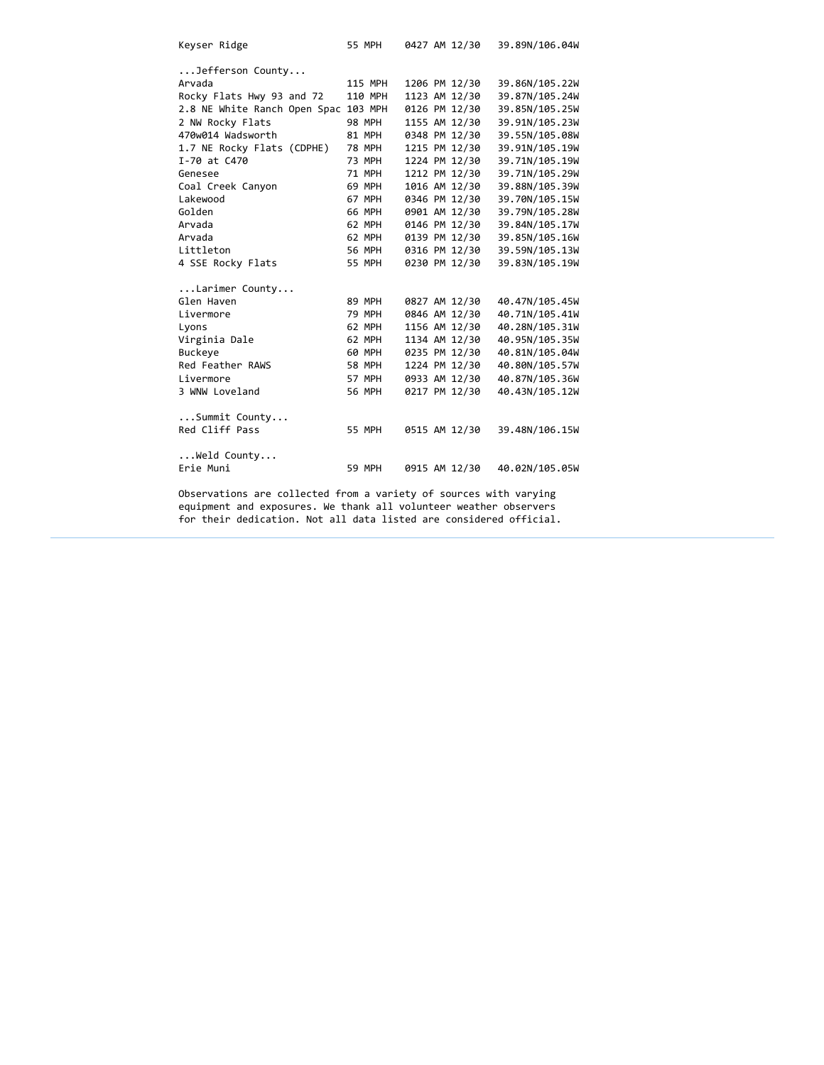| | | | |
|---|---|---|---|
| Keyser Ridge | 55 MPH | 0427 AM 12/30 | 39.89N/106.04W |
| ...Jefferson County... | | | |
| Arvada | 115 MPH | 1206 PM 12/30 | 39.86N/105.22W |
| Rocky Flats Hwy 93 and 72 | 110 MPH | 1123 AM 12/30 | 39.87N/105.24W |
| 2.8 NE White Ranch Open Spac | 103 MPH | 0126 PM 12/30 | 39.85N/105.25W |
| 2 NW Rocky Flats | 98 MPH | 1155 AM 12/30 | 39.91N/105.23W |
| 470w014 Wadsworth | 81 MPH | 0348 PM 12/30 | 39.55N/105.08W |
| 1.7 NE Rocky Flats (CDPHE) | 78 MPH | 1215 PM 12/30 | 39.91N/105.19W |
| I-70 at C470 | 73 MPH | 1224 PM 12/30 | 39.71N/105.19W |
| Genesee | 71 MPH | 1212 PM 12/30 | 39.71N/105.29W |
| Coal Creek Canyon | 69 MPH | 1016 AM 12/30 | 39.88N/105.39W |
| Lakewood | 67 MPH | 0346 PM 12/30 | 39.70N/105.15W |
| Golden | 66 MPH | 0901 AM 12/30 | 39.79N/105.28W |
| Arvada | 62 MPH | 0146 PM 12/30 | 39.84N/105.17W |
| Arvada | 62 MPH | 0139 PM 12/30 | 39.85N/105.16W |
| Littleton | 56 MPH | 0316 PM 12/30 | 39.59N/105.13W |
| 4 SSE Rocky Flats | 55 MPH | 0230 PM 12/30 | 39.83N/105.19W |
| ...Larimer County... | | | |
| Glen Haven | 89 MPH | 0827 AM 12/30 | 40.47N/105.45W |
| Livermore | 79 MPH | 0846 AM 12/30 | 40.71N/105.41W |
| Lyons | 62 MPH | 1156 AM 12/30 | 40.28N/105.31W |
| Virginia Dale | 62 MPH | 1134 AM 12/30 | 40.95N/105.35W |
| Buckeye | 60 MPH | 0235 PM 12/30 | 40.81N/105.04W |
| Red Feather RAWS | 58 MPH | 1224 PM 12/30 | 40.80N/105.57W |
| Livermore | 57 MPH | 0933 AM 12/30 | 40.87N/105.36W |
| 3 WNW Loveland | 56 MPH | 0217 PM 12/30 | 40.43N/105.12W |
| ...Summit County... | | | |
| Red Cliff Pass | 55 MPH | 0515 AM 12/30 | 39.48N/106.15W |
| ...Weld County... | | | |
| Erie Muni | 59 MPH | 0915 AM 12/30 | 40.02N/105.05W |

Observations are collected from a variety of sources with varying equipment and exposures. We thank all volunteer weather observers for their dedication. Not all data listed are considered official.